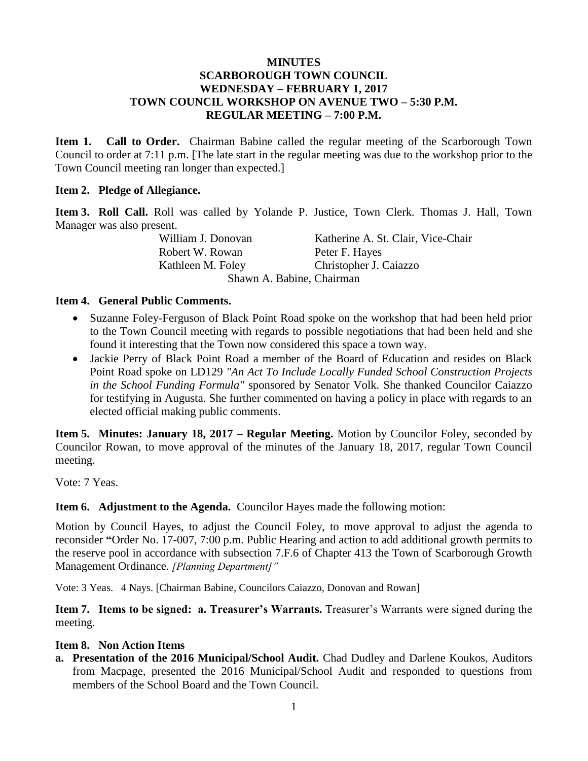# MINUTES
## SCARBOROUGH TOWN COUNCIL
## WEDNESDAY – FEBRUARY 1, 2017
## TOWN COUNCIL WORKSHOP ON AVENUE TWO – 5:30 P.M.
## REGULAR MEETING – 7:00 P.M.

**Item 1. Call to Order.** Chairman Babine called the regular meeting of the Scarborough Town Council to order at 7:11 p.m. [The late start in the regular meeting was due to the workshop prior to the Town Council meeting ran longer than expected.]

**Item 2. Pledge of Allegiance.**

**Item 3. Roll Call.** Roll was called by Yolande P. Justice, Town Clerk. Thomas J. Hall, Town Manager was also present.

| | |
|---|---|
| William J. Donovan | Katherine A. St. Clair, Vice-Chair |
| Robert W. Rowan | Peter F. Hayes |
| Kathleen M. Foley | Christopher J. Caiazzo |

Shawn A. Babine, Chairman

**Item 4. General Public Comments.**

- Suzanne Foley-Ferguson of Black Point Road spoke on the workshop that had been held prior to the Town Council meeting with regards to possible negotiations that had been held and she found it interesting that the Town now considered this space a town way.
- Jackie Perry of Black Point Road a member of the Board of Education and resides on Black Point Road spoke on LD129 *"An Act To Include Locally Funded School Construction Projects in the School Funding Formula"* sponsored by Senator Volk. She thanked Councilor Caiazzo for testifying in Augusta. She further commented on having a policy in place with regards to an elected official making public comments.

**Item 5. Minutes: January 18, 2017 – Regular Meeting.** Motion by Councilor Foley, seconded by Councilor Rowan, to move approval of the minutes of the January 18, 2017, regular Town Council meeting.

Vote: 7 Yeas.

**Item 6. Adjustment to the Agenda.** Councilor Hayes made the following motion:

Motion by Council Hayes, to adjust the Council Foley, to move approval to adjust the agenda to reconsider **"**Order No. 17-007, 7:00 p.m. Public Hearing and action to add additional growth permits to the reserve pool in accordance with subsection 7.F.6 of Chapter 413 the Town of Scarborough Growth Management Ordinance. *[Planning Department]"*

Vote: 3 Yeas. 4 Nays. [Chairman Babine, Councilors Caiazzo, Donovan and Rowan]

**Item 7. Items to be signed: a. Treasurer's Warrants.** Treasurer's Warrants were signed during the meeting.

**Item 8. Non Action Items**

**a. Presentation of the 2016 Municipal/School Audit.** Chad Dudley and Darlene Koukos, Auditors from Macpage, presented the 2016 Municipal/School Audit and responded to questions from members of the School Board and the Town Council.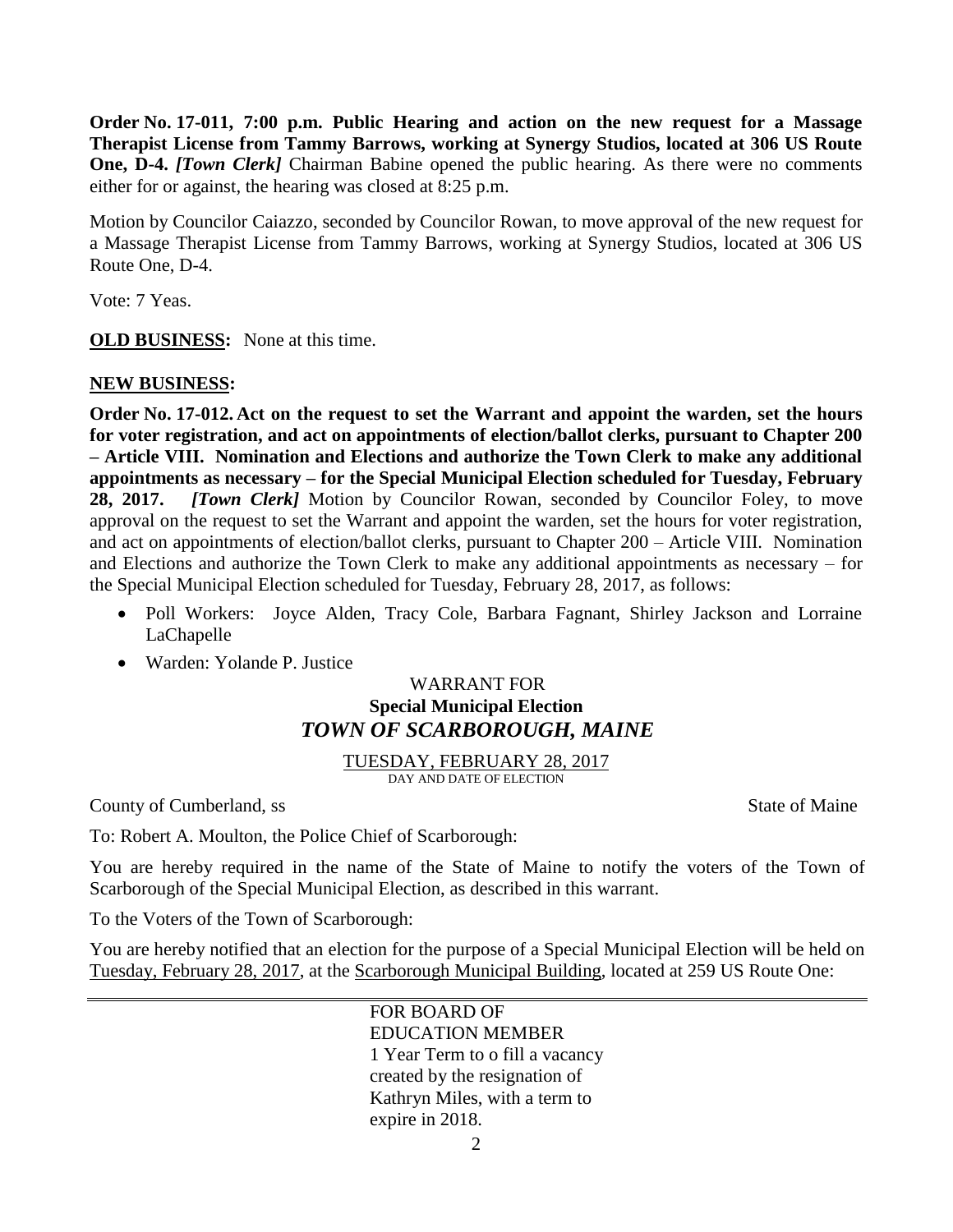**Order No. 17-011, 7:00 p.m. Public Hearing and action on the new request for a Massage Therapist License from Tammy Barrows, working at Synergy Studios, located at 306 US Route One, D-4.** ***[Town Clerk]*** Chairman Babine opened the public hearing. As there were no comments either for or against, the hearing was closed at 8:25 p.m.

Motion by Councilor Caiazzo, seconded by Councilor Rowan, to move approval of the new request for a Massage Therapist License from Tammy Barrows, working at Synergy Studios, located at 306 US Route One, D-4.

Vote: 7 Yeas.

**OLD BUSINESS:** None at this time.

**NEW BUSINESS:**

**Order No. 17-012. Act on the request to set the Warrant and appoint the warden, set the hours for voter registration, and act on appointments of election/ballot clerks, pursuant to Chapter 200 – Article VIII. Nomination and Elections and authorize the Town Clerk to make any additional appointments as necessary – for the Special Municipal Election scheduled for Tuesday, February 28, 2017.** ***[Town Clerk]*** Motion by Councilor Rowan, seconded by Councilor Foley, to move approval on the request to set the Warrant and appoint the warden, set the hours for voter registration, and act on appointments of election/ballot clerks, pursuant to Chapter 200 – Article VIII. Nomination and Elections and authorize the Town Clerk to make any additional appointments as necessary – for the Special Municipal Election scheduled for Tuesday, February 28, 2017, as follows:

- Poll Workers: Joyce Alden, Tracy Cole, Barbara Fagnant, Shirley Jackson and Lorraine LaChapelle
- Warden: Yolande P. Justice

WARRANT FOR

**Special Municipal Election**

***TOWN OF SCARBOROUGH, MAINE***

TUESDAY, FEBRUARY 28, 2017

DAY AND DATE OF ELECTION

County of Cumberland, ss State of Maine

To: Robert A. Moulton, the Police Chief of Scarborough:

You are hereby required in the name of the State of Maine to notify the voters of the Town of Scarborough of the Special Municipal Election, as described in this warrant.

To the Voters of the Town of Scarborough:

You are hereby notified that an election for the purpose of a Special Municipal Election will be held on Tuesday, February 28, 2017, at the Scarborough Municipal Building, located at 259 US Route One:

FOR BOARD OF EDUCATION MEMBER
1 Year Term to o fill a vacancy created by the resignation of Kathryn Miles, with a term to expire in 2018.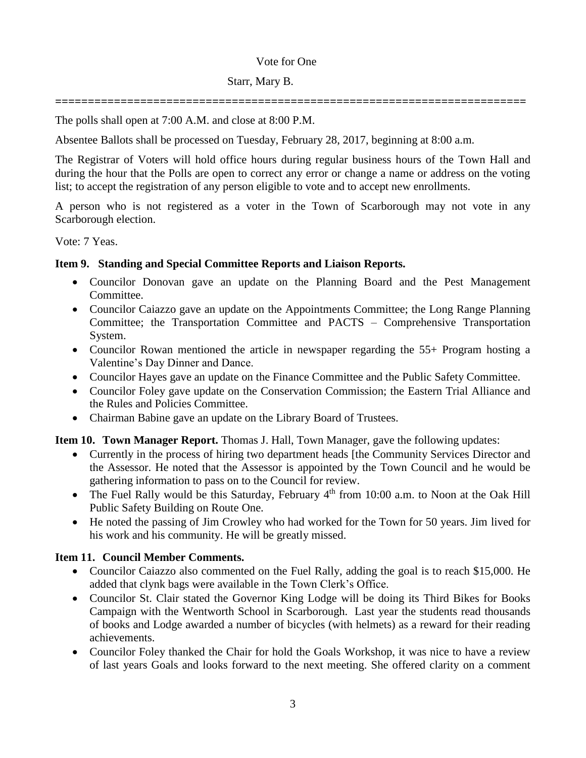Vote for One

Starr, Mary B.

==========================================================================

The polls shall open at 7:00 A.M. and close at 8:00 P.M.

Absentee Ballots shall be processed on Tuesday, February 28, 2017, beginning at 8:00 a.m.

The Registrar of Voters will hold office hours during regular business hours of the Town Hall and during the hour that the Polls are open to correct any error or change a name or address on the voting list; to accept the registration of any person eligible to vote and to accept new enrollments.

A person who is not registered as a voter in the Town of Scarborough may not vote in any Scarborough election.

Vote: 7 Yeas.

**Item 9. Standing and Special Committee Reports and Liaison Reports.**

- Councilor Donovan gave an update on the Planning Board and the Pest Management Committee.
- Councilor Caiazzo gave an update on the Appointments Committee; the Long Range Planning Committee; the Transportation Committee and PACTS – Comprehensive Transportation System.
- Councilor Rowan mentioned the article in newspaper regarding the 55+ Program hosting a Valentine's Day Dinner and Dance.
- Councilor Hayes gave an update on the Finance Committee and the Public Safety Committee.
- Councilor Foley gave update on the Conservation Commission; the Eastern Trial Alliance and the Rules and Policies Committee.
- Chairman Babine gave an update on the Library Board of Trustees.

**Item 10. Town Manager Report.** Thomas J. Hall, Town Manager, gave the following updates:

- Currently in the process of hiring two department heads [the Community Services Director and the Assessor. He noted that the Assessor is appointed by the Town Council and he would be gathering information to pass on to the Council for review.
- The Fuel Rally would be this Saturday, February 4th from 10:00 a.m. to Noon at the Oak Hill Public Safety Building on Route One.
- He noted the passing of Jim Crowley who had worked for the Town for 50 years. Jim lived for his work and his community. He will be greatly missed.

**Item 11. Council Member Comments.**

- Councilor Caiazzo also commented on the Fuel Rally, adding the goal is to reach $15,000. He added that clynk bags were available in the Town Clerk's Office.
- Councilor St. Clair stated the Governor King Lodge will be doing its Third Bikes for Books Campaign with the Wentworth School in Scarborough. Last year the students read thousands of books and Lodge awarded a number of bicycles (with helmets) as a reward for their reading achievements.
- Councilor Foley thanked the Chair for hold the Goals Workshop, it was nice to have a review of last years Goals and looks forward to the next meeting. She offered clarity on a comment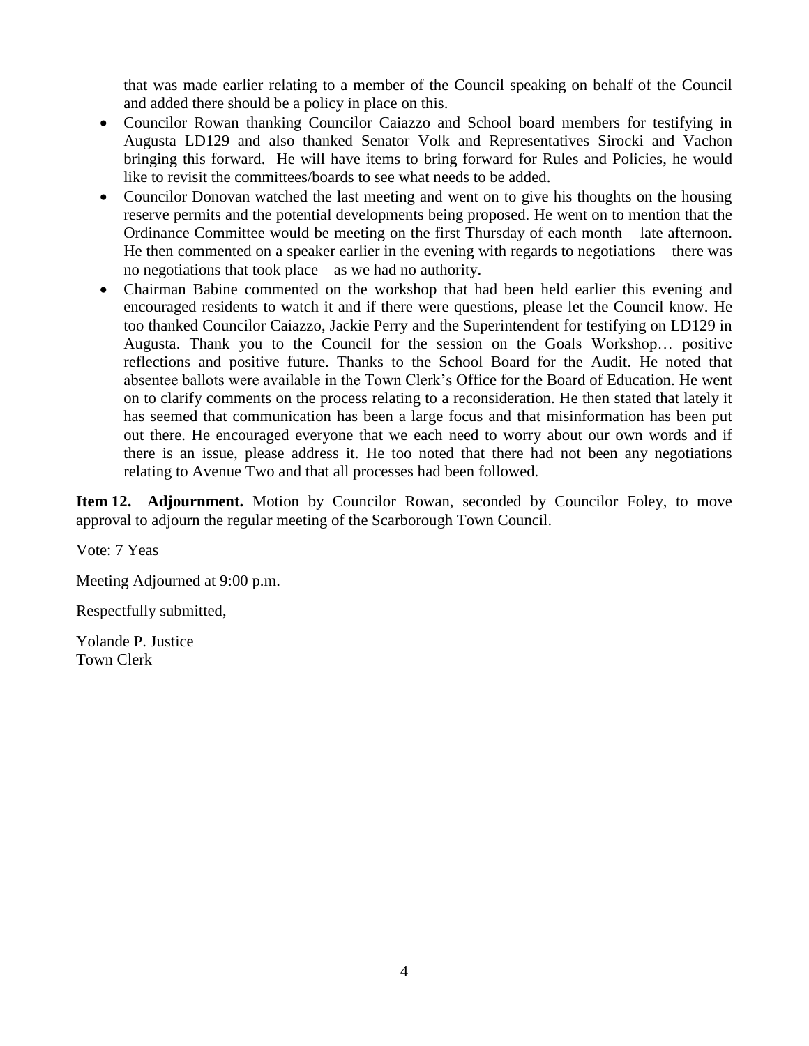that was made earlier relating to a member of the Council speaking on behalf of the Council and added there should be a policy in place on this.

- Councilor Rowan thanking Councilor Caiazzo and School board members for testifying in Augusta LD129 and also thanked Senator Volk and Representatives Sirocki and Vachon bringing this forward. He will have items to bring forward for Rules and Policies, he would like to revisit the committees/boards to see what needs to be added.
- Councilor Donovan watched the last meeting and went on to give his thoughts on the housing reserve permits and the potential developments being proposed. He went on to mention that the Ordinance Committee would be meeting on the first Thursday of each month – late afternoon. He then commented on a speaker earlier in the evening with regards to negotiations – there was no negotiations that took place – as we had no authority.
- Chairman Babine commented on the workshop that had been held earlier this evening and encouraged residents to watch it and if there were questions, please let the Council know. He too thanked Councilor Caiazzo, Jackie Perry and the Superintendent for testifying on LD129 in Augusta. Thank you to the Council for the session on the Goals Workshop… positive reflections and positive future. Thanks to the School Board for the Audit. He noted that absentee ballots were available in the Town Clerk's Office for the Board of Education. He went on to clarify comments on the process relating to a reconsideration. He then stated that lately it has seemed that communication has been a large focus and that misinformation has been put out there. He encouraged everyone that we each need to worry about our own words and if there is an issue, please address it. He too noted that there had not been any negotiations relating to Avenue Two and that all processes had been followed.

**Item 12. Adjournment.** Motion by Councilor Rowan, seconded by Councilor Foley, to move approval to adjourn the regular meeting of the Scarborough Town Council.

Vote: 7 Yeas

Meeting Adjourned at 9:00 p.m.

Respectfully submitted,

Yolande P. Justice
Town Clerk